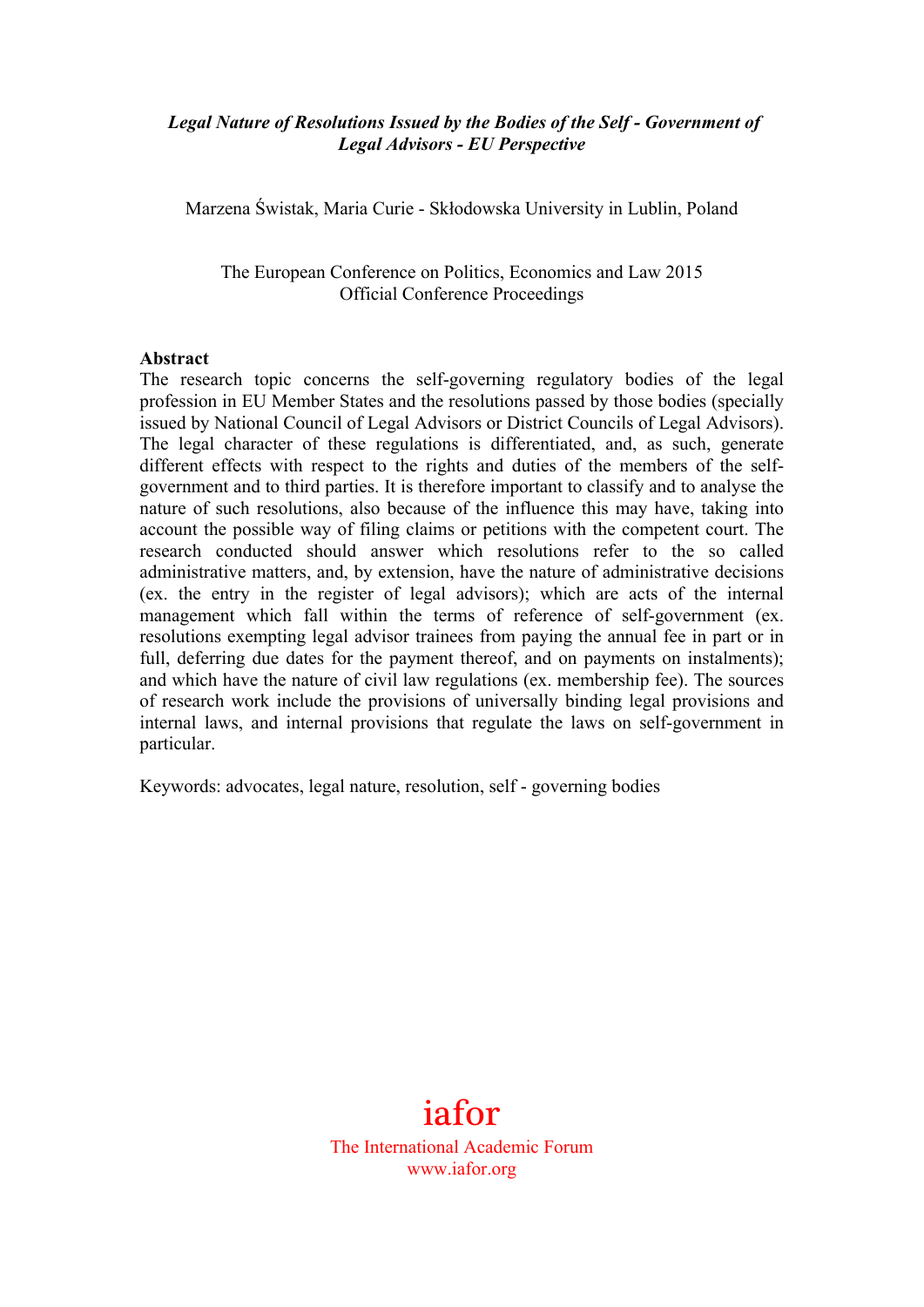***Legal Nature of Resolutions Issued by the Bodies of the Self - Government of Legal Advisors - EU Perspective***

Marzena Świstak, Maria Curie - Skłodowska University in Lublin, Poland

The European Conference on Politics, Economics and Law 2015
Official Conference Proceedings

**Abstract**

The research topic concerns the self-governing regulatory bodies of the legal profession in EU Member States and the resolutions passed by those bodies (specially issued by National Council of Legal Advisors or District Councils of Legal Advisors). The legal character of these regulations is differentiated, and, as such, generate different effects with respect to the rights and duties of the members of the self-government and to third parties. It is therefore important to classify and to analyse the nature of such resolutions, also because of the influence this may have, taking into account the possible way of filing claims or petitions with the competent court. The research conducted should answer which resolutions refer to the so called administrative matters, and, by extension, have the nature of administrative decisions (ex. the entry in the register of legal advisors); which are acts of the internal management which fall within the terms of reference of self-government (ex. resolutions exempting legal advisor trainees from paying the annual fee in part or in full, deferring due dates for the payment thereof, and on payments on instalments); and which have the nature of civil law regulations (ex. membership fee). The sources of research work include the provisions of universally binding legal provisions and internal laws, and internal provisions that regulate the laws on self-government in particular.

Keywords: advocates, legal nature, resolution, self - governing bodies

iafor
The International Academic Forum
www.iafor.org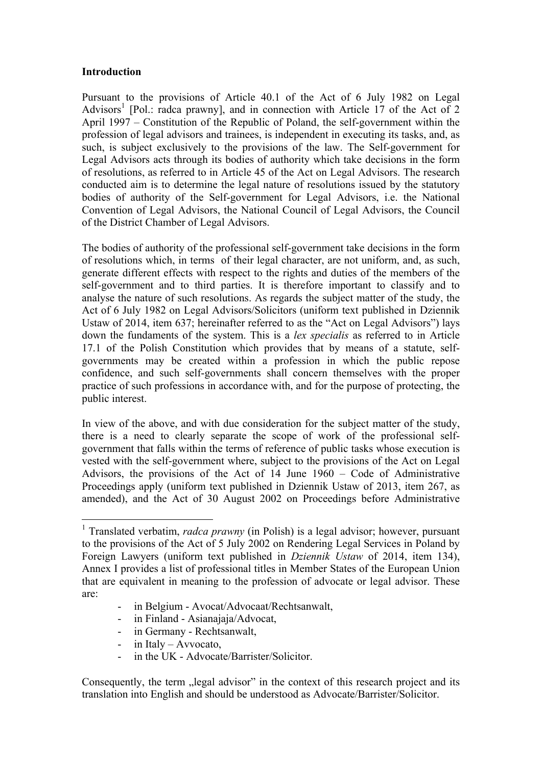**Introduction**

Pursuant to the provisions of Article 40.1 of the Act of 6 July 1982 on Legal Advisors[1] [Pol.: radca prawny], and in connection with Article 17 of the Act of 2 April 1997 – Constitution of the Republic of Poland, the self-government within the profession of legal advisors and trainees, is independent in executing its tasks, and, as such, is subject exclusively to the provisions of the law. The Self-government for Legal Advisors acts through its bodies of authority which take decisions in the form of resolutions, as referred to in Article 45 of the Act on Legal Advisors. The research conducted aim is to determine the legal nature of resolutions issued by the statutory bodies of authority of the Self-government for Legal Advisors, i.e. the National Convention of Legal Advisors, the National Council of Legal Advisors, the Council of the District Chamber of Legal Advisors.

The bodies of authority of the professional self-government take decisions in the form of resolutions which, in terms of their legal character, are not uniform, and, as such, generate different effects with respect to the rights and duties of the members of the self-government and to third parties. It is therefore important to classify and to analyse the nature of such resolutions. As regards the subject matter of the study, the Act of 6 July 1982 on Legal Advisors/Solicitors (uniform text published in Dziennik Ustaw of 2014, item 637; hereinafter referred to as the "Act on Legal Advisors") lays down the fundaments of the system. This is a *lex specialis* as referred to in Article 17.1 of the Polish Constitution which provides that by means of a statute, self-governments may be created within a profession in which the public repose confidence, and such self-governments shall concern themselves with the proper practice of such professions in accordance with, and for the purpose of protecting, the public interest.

In view of the above, and with due consideration for the subject matter of the study, there is a need to clearly separate the scope of work of the professional self-government that falls within the terms of reference of public tasks whose execution is vested with the self-government where, subject to the provisions of the Act on Legal Advisors, the provisions of the Act of 14 June 1960 – Code of Administrative Proceedings apply (uniform text published in Dziennik Ustaw of 2013, item 267, as amended), and the Act of 30 August 2002 on Proceedings before Administrative

---

[1] Translated verbatim, *radca prawny* (in Polish) is a legal advisor; however, pursuant to the provisions of the Act of 5 July 2002 on Rendering Legal Services in Poland by Foreign Lawyers (uniform text published in *Dziennik Ustaw* of 2014, item 134), Annex I provides a list of professional titles in Member States of the European Union that are equivalent in meaning to the profession of advocate or legal advisor. These are:

- in Belgium - Avocat/Advocaat/Rechtsanwalt,
- in Finland - Asianajaja/Advocat,
- in Germany - Rechtsanwalt,
- in Italy – Avvocato,
- in the UK - Advocate/Barrister/Solicitor.

Consequently, the term „legal advisor" in the context of this research project and its translation into English and should be understood as Advocate/Barrister/Solicitor.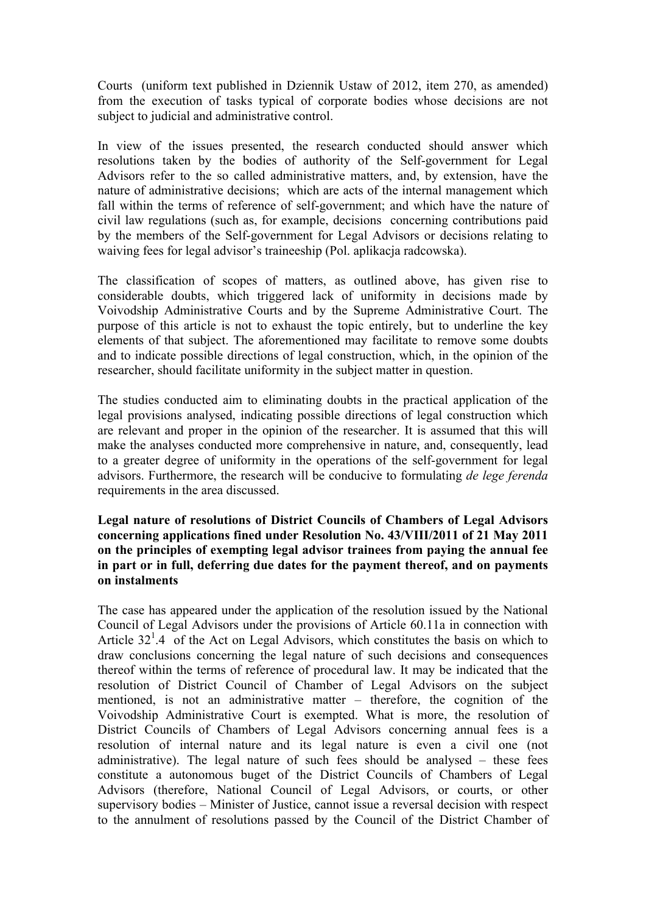Courts (uniform text published in Dziennik Ustaw of 2012, item 270, as amended) from the execution of tasks typical of corporate bodies whose decisions are not subject to judicial and administrative control.

In view of the issues presented, the research conducted should answer which resolutions taken by the bodies of authority of the Self-government for Legal Advisors refer to the so called administrative matters, and, by extension, have the nature of administrative decisions; which are acts of the internal management which fall within the terms of reference of self-government; and which have the nature of civil law regulations (such as, for example, decisions concerning contributions paid by the members of the Self-government for Legal Advisors or decisions relating to waiving fees for legal advisor's traineeship (Pol. aplikacja radcowska).

The classification of scopes of matters, as outlined above, has given rise to considerable doubts, which triggered lack of uniformity in decisions made by Voivodship Administrative Courts and by the Supreme Administrative Court. The purpose of this article is not to exhaust the topic entirely, but to underline the key elements of that subject. The aforementioned may facilitate to remove some doubts and to indicate possible directions of legal construction, which, in the opinion of the researcher, should facilitate uniformity in the subject matter in question.

The studies conducted aim to eliminating doubts in the practical application of the legal provisions analysed, indicating possible directions of legal construction which are relevant and proper in the opinion of the researcher. It is assumed that this will make the analyses conducted more comprehensive in nature, and, consequently, lead to a greater degree of uniformity in the operations of the self-government for legal advisors. Furthermore, the research will be conducive to formulating *de lege ferenda* requirements in the area discussed.

**Legal nature of resolutions of District Councils of Chambers of Legal Advisors concerning applications fined under Resolution No. 43/VIII/2011 of 21 May 2011 on the principles of exempting legal advisor trainees from paying the annual fee in part or in full, deferring due dates for the payment thereof, and on payments on instalments**

The case has appeared under the application of the resolution issued by the National Council of Legal Advisors under the provisions of Article 60.11a in connection with Article $32^1$.4 of the Act on Legal Advisors, which constitutes the basis on which to draw conclusions concerning the legal nature of such decisions and consequences thereof within the terms of reference of procedural law. It may be indicated that the resolution of District Council of Chamber of Legal Advisors on the subject mentioned, is not an administrative matter – therefore, the cognition of the Voivodship Administrative Court is exempted. What is more, the resolution of District Councils of Chambers of Legal Advisors concerning annual fees is a resolution of internal nature and its legal nature is even a civil one (not administrative). The legal nature of such fees should be analysed – these fees constitute a autonomous buget of the District Councils of Chambers of Legal Advisors (therefore, National Council of Legal Advisors, or courts, or other supervisory bodies – Minister of Justice, cannot issue a reversal decision with respect to the annulment of resolutions passed by the Council of the District Chamber of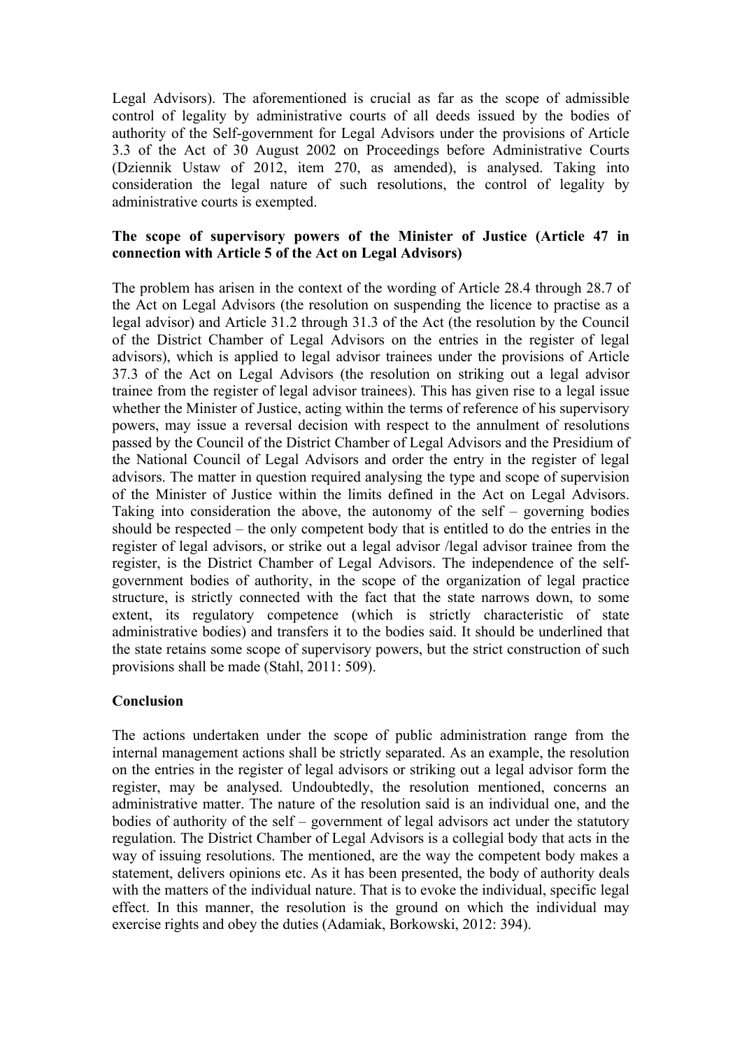Legal Advisors). The aforementioned is crucial as far as the scope of admissible control of legality by administrative courts of all deeds issued by the bodies of authority of the Self-government for Legal Advisors under the provisions of Article 3.3 of the Act of 30 August 2002 on Proceedings before Administrative Courts (Dziennik Ustaw of 2012, item 270, as amended), is analysed. Taking into consideration the legal nature of such resolutions, the control of legality by administrative courts is exempted.

**The scope of supervisory powers of the Minister of Justice (Article 47 in connection with Article 5 of the Act on Legal Advisors)**

The problem has arisen in the context of the wording of Article 28.4 through 28.7 of the Act on Legal Advisors (the resolution on suspending the licence to practise as a legal advisor) and Article 31.2 through 31.3 of the Act (the resolution by the Council of the District Chamber of Legal Advisors on the entries in the register of legal advisors), which is applied to legal advisor trainees under the provisions of Article 37.3 of the Act on Legal Advisors (the resolution on striking out a legal advisor trainee from the register of legal advisor trainees). This has given rise to a legal issue whether the Minister of Justice, acting within the terms of reference of his supervisory powers, may issue a reversal decision with respect to the annulment of resolutions passed by the Council of the District Chamber of Legal Advisors and the Presidium of the National Council of Legal Advisors and order the entry in the register of legal advisors. The matter in question required analysing the type and scope of supervision of the Minister of Justice within the limits defined in the Act on Legal Advisors. Taking into consideration the above, the autonomy of the self – governing bodies should be respected – the only competent body that is entitled to do the entries in the register of legal advisors, or strike out a legal advisor /legal advisor trainee from the register, is the District Chamber of Legal Advisors. The independence of the self-government bodies of authority, in the scope of the organization of legal practice structure, is strictly connected with the fact that the state narrows down, to some extent, its regulatory competence (which is strictly characteristic of state administrative bodies) and transfers it to the bodies said. It should be underlined that the state retains some scope of supervisory powers, but the strict construction of such provisions shall be made (Stahl, 2011: 509).

**Conclusion**

The actions undertaken under the scope of public administration range from the internal management actions shall be strictly separated. As an example, the resolution on the entries in the register of legal advisors or striking out a legal advisor form the register, may be analysed. Undoubtedly, the resolution mentioned, concerns an administrative matter. The nature of the resolution said is an individual one, and the bodies of authority of the self – government of legal advisors act under the statutory regulation. The District Chamber of Legal Advisors is a collegial body that acts in the way of issuing resolutions. The mentioned, are the way the competent body makes a statement, delivers opinions etc. As it has been presented, the body of authority deals with the matters of the individual nature. That is to evoke the individual, specific legal effect. In this manner, the resolution is the ground on which the individual may exercise rights and obey the duties (Adamiak, Borkowski, 2012: 394).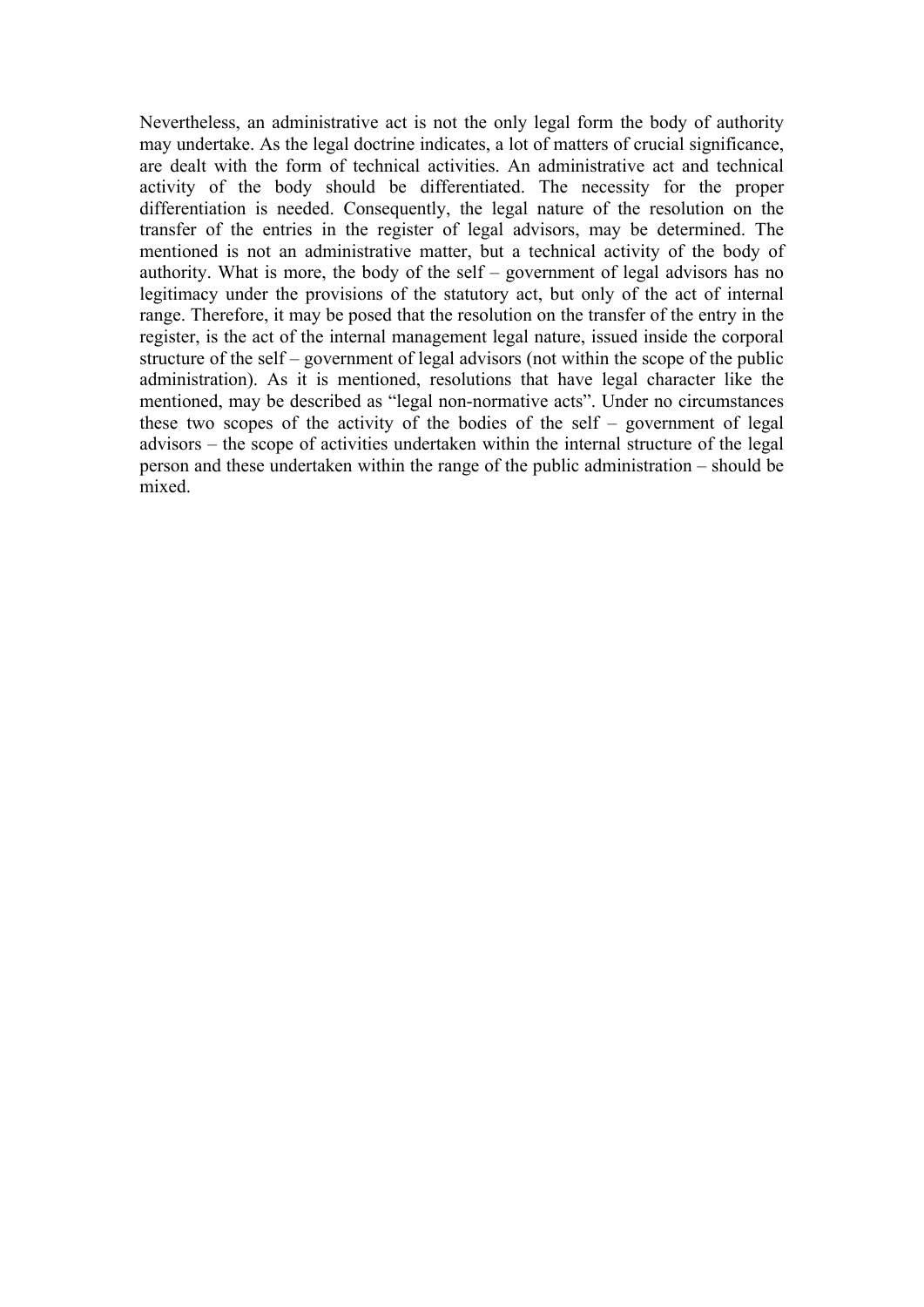Nevertheless, an administrative act is not the only legal form the body of authority may undertake. As the legal doctrine indicates, a lot of matters of crucial significance, are dealt with the form of technical activities. An administrative act and technical activity of the body should be differentiated. The necessity for the proper differentiation is needed. Consequently, the legal nature of the resolution on the transfer of the entries in the register of legal advisors, may be determined. The mentioned is not an administrative matter, but a technical activity of the body of authority. What is more, the body of the self – government of legal advisors has no legitimacy under the provisions of the statutory act, but only of the act of internal range. Therefore, it may be posed that the resolution on the transfer of the entry in the register, is the act of the internal management legal nature, issued inside the corporal structure of the self – government of legal advisors (not within the scope of the public administration). As it is mentioned, resolutions that have legal character like the mentioned, may be described as "legal non-normative acts". Under no circumstances these two scopes of the activity of the bodies of the self – government of legal advisors – the scope of activities undertaken within the internal structure of the legal person and these undertaken within the range of the public administration – should be mixed.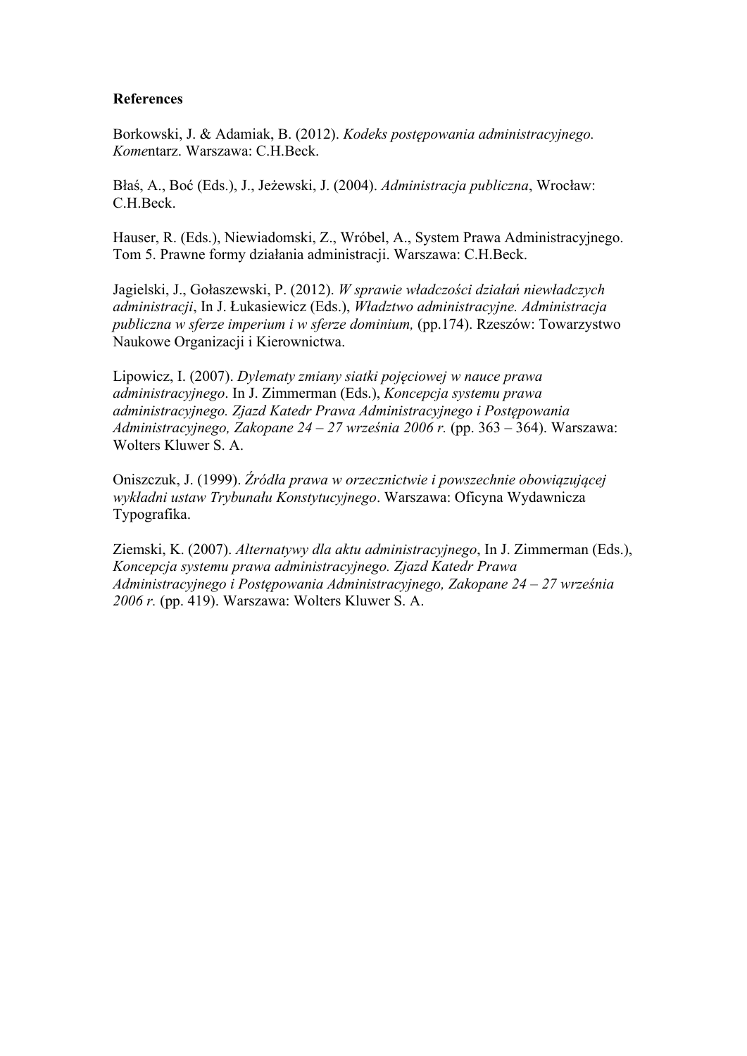**References**

Borkowski, J. & Adamiak, B. (2012). *Kodeks postępowania administracyjnego. Kome*ntarz. Warszawa: C.H.Beck.

Błaś, A., Boć (Eds.), J., Jeżewski, J. (2004). *Administracja publiczna*, Wrocław: C.H.Beck.

Hauser, R. (Eds.), Niewiadomski, Z., Wróbel, A., System Prawa Administracyjnego. Tom 5. Prawne formy działania administracji. Warszawa: C.H.Beck.

Jagielski, J., Gołaszewski, P. (2012). *W sprawie władczości działań niewładczych administracji*, In J. Łukasiewicz (Eds.), *Władztwo administracyjne. Administracja publiczna w sferze imperium i w sferze dominium,* (pp.174). Rzeszów: Towarzystwo Naukowe Organizacji i Kierownictwa.

Lipowicz, I. (2007). *Dylematy zmiany siatki pojęciowej w nauce prawa administracyjnego*. In J. Zimmerman (Eds.), *Koncepcja systemu prawa administracyjnego. Zjazd Katedr Prawa Administracyjnego i Postępowania Administracyjnego, Zakopane 24 – 27 września 2006 r.* (pp. 363 – 364). Warszawa: Wolters Kluwer S. A.

Oniszczuk, J. (1999). *Źródła prawa w orzecznictwie i powszechnie obowiązującej wykładni ustaw Trybunału Konstytucyjnego*. Warszawa: Oficyna Wydawnicza Typografika.

Ziemski, K. (2007). *Alternatywy dla aktu administracyjnego*, In J. Zimmerman (Eds.), *Koncepcja systemu prawa administracyjnego. Zjazd Katedr Prawa Administracyjnego i Postępowania Administracyjnego, Zakopane 24 – 27 września 2006 r.* (pp. 419). Warszawa: Wolters Kluwer S. A.